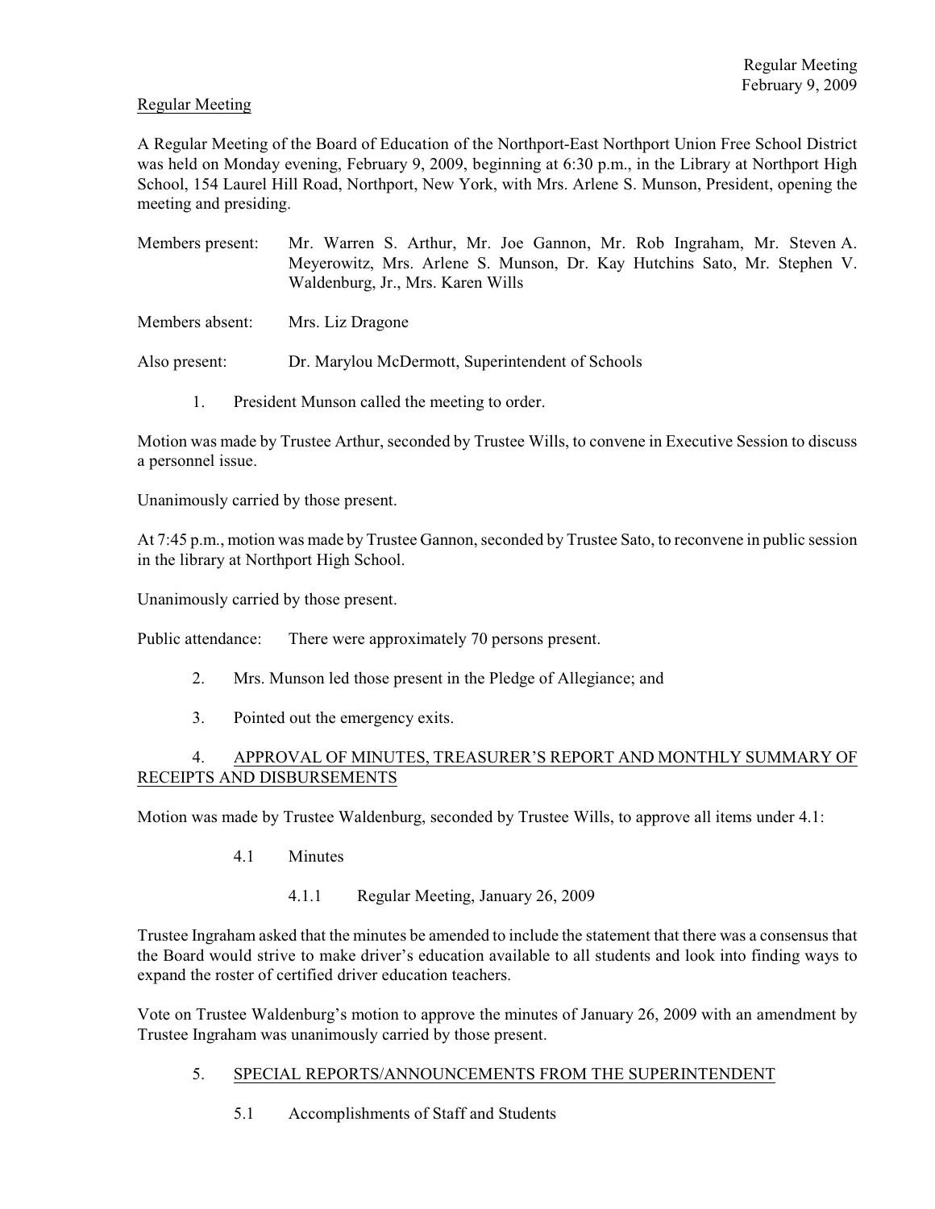Regular Meeting

A Regular Meeting of the Board of Education of the Northport-East Northport Union Free School District was held on Monday evening, February 9, 2009, beginning at 6:30 p.m., in the Library at Northport High School, 154 Laurel Hill Road, Northport, New York, with Mrs. Arlene S. Munson, President, opening the meeting and presiding.

Members present: Mr. Warren S. Arthur, Mr. Joe Gannon, Mr. Rob Ingraham, Mr. Steven A. Meyerowitz, Mrs. Arlene S. Munson, Dr. Kay Hutchins Sato, Mr. Stephen V. Waldenburg, Jr., Mrs. Karen Wills

Members absent: Mrs. Liz Dragone

Also present: Dr. Marylou McDermott, Superintendent of Schools

1. President Munson called the meeting to order.

Motion was made by Trustee Arthur, seconded by Trustee Wills, to convene in Executive Session to discuss a personnel issue.

Unanimously carried by those present.

At 7:45 p.m., motion was made by Trustee Gannon, seconded by Trustee Sato, to reconvene in public session in the library at Northport High School.

Unanimously carried by those present.

Public attendance: There were approximately 70 persons present.

2. Mrs. Munson led those present in the Pledge of Allegiance; and

3. Pointed out the emergency exits.

4. APPROVAL OF MINUTES, TREASURER'S REPORT AND MONTHLY SUMMARY OF RECEIPTS AND DISBURSEMENTS

Motion was made by Trustee Waldenburg, seconded by Trustee Wills, to approve all items under 4.1:

4.1 Minutes

4.1.1 Regular Meeting, January 26, 2009

Trustee Ingraham asked that the minutes be amended to include the statement that there was a consensus that the Board would strive to make driver's education available to all students and look into finding ways to expand the roster of certified driver education teachers.

Vote on Trustee Waldenburg's motion to approve the minutes of January 26, 2009 with an amendment by Trustee Ingraham was unanimously carried by those present.

5. SPECIAL REPORTS/ANNOUNCEMENTS FROM THE SUPERINTENDENT

5.1 Accomplishments of Staff and Students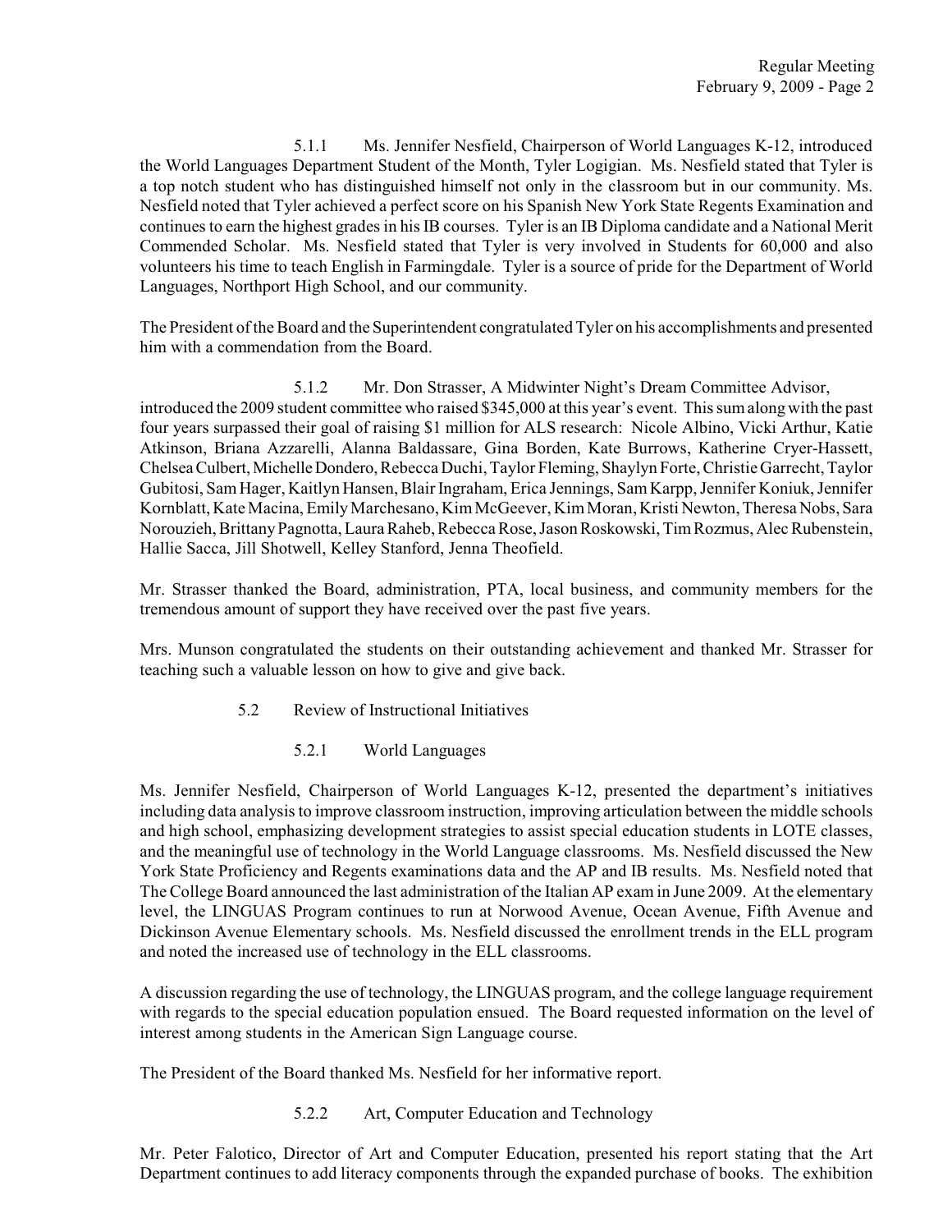5.1.1 Ms. Jennifer Nesfield, Chairperson of World Languages K-12, introduced the World Languages Department Student of the Month, Tyler Logigian. Ms. Nesfield stated that Tyler is a top notch student who has distinguished himself not only in the classroom but in our community. Ms. Nesfield noted that Tyler achieved a perfect score on his Spanish New York State Regents Examination and continues to earn the highest grades in his IB courses. Tyler is an IB Diploma candidate and a National Merit Commended Scholar. Ms. Nesfield stated that Tyler is very involved in Students for 60,000 and also volunteers his time to teach English in Farmingdale. Tyler is a source of pride for the Department of World Languages, Northport High School, and our community.

The President of the Board and the Superintendent congratulated Tyler on his accomplishments and presented him with a commendation from the Board.

5.1.2 Mr. Don Strasser, A Midwinter Night's Dream Committee Advisor, introduced the 2009 student committee who raised $345,000 at this year's event. This sum along with the past four years surpassed their goal of raising $1 million for ALS research: Nicole Albino, Vicki Arthur, Katie Atkinson, Briana Azzarelli, Alanna Baldassare, Gina Borden, Kate Burrows, Katherine Cryer-Hassett, Chelsea Culbert, Michelle Dondero, Rebecca Duchi, Taylor Fleming, Shaylyn Forte, Christie Garrecht, Taylor Gubitosi, Sam Hager, Kaitlyn Hansen, Blair Ingraham, Erica Jennings, Sam Karpp, Jennifer Koniuk, Jennifer Kornblatt, Kate Macina, Emily Marchesano, Kim McGeever, Kim Moran, Kristi Newton, Theresa Nobs, Sara Norouzieh, Brittany Pagnotta, Laura Raheb, Rebecca Rose, Jason Roskowski, Tim Rozmus, Alec Rubenstein, Hallie Sacca, Jill Shotwell, Kelley Stanford, Jenna Theofield.

Mr. Strasser thanked the Board, administration, PTA, local business, and community members for the tremendous amount of support they have received over the past five years.

Mrs. Munson congratulated the students on their outstanding achievement and thanked Mr. Strasser for teaching such a valuable lesson on how to give and give back.

5.2 Review of Instructional Initiatives

5.2.1 World Languages

Ms. Jennifer Nesfield, Chairperson of World Languages K-12, presented the department's initiatives including data analysis to improve classroom instruction, improving articulation between the middle schools and high school, emphasizing development strategies to assist special education students in LOTE classes, and the meaningful use of technology in the World Language classrooms. Ms. Nesfield discussed the New York State Proficiency and Regents examinations data and the AP and IB results. Ms. Nesfield noted that The College Board announced the last administration of the Italian AP exam in June 2009. At the elementary level, the LINGUAS Program continues to run at Norwood Avenue, Ocean Avenue, Fifth Avenue and Dickinson Avenue Elementary schools. Ms. Nesfield discussed the enrollment trends in the ELL program and noted the increased use of technology in the ELL classrooms.

A discussion regarding the use of technology, the LINGUAS program, and the college language requirement with regards to the special education population ensued. The Board requested information on the level of interest among students in the American Sign Language course.

The President of the Board thanked Ms. Nesfield for her informative report.

5.2.2 Art, Computer Education and Technology

Mr. Peter Falotico, Director of Art and Computer Education, presented his report stating that the Art Department continues to add literacy components through the expanded purchase of books. The exhibition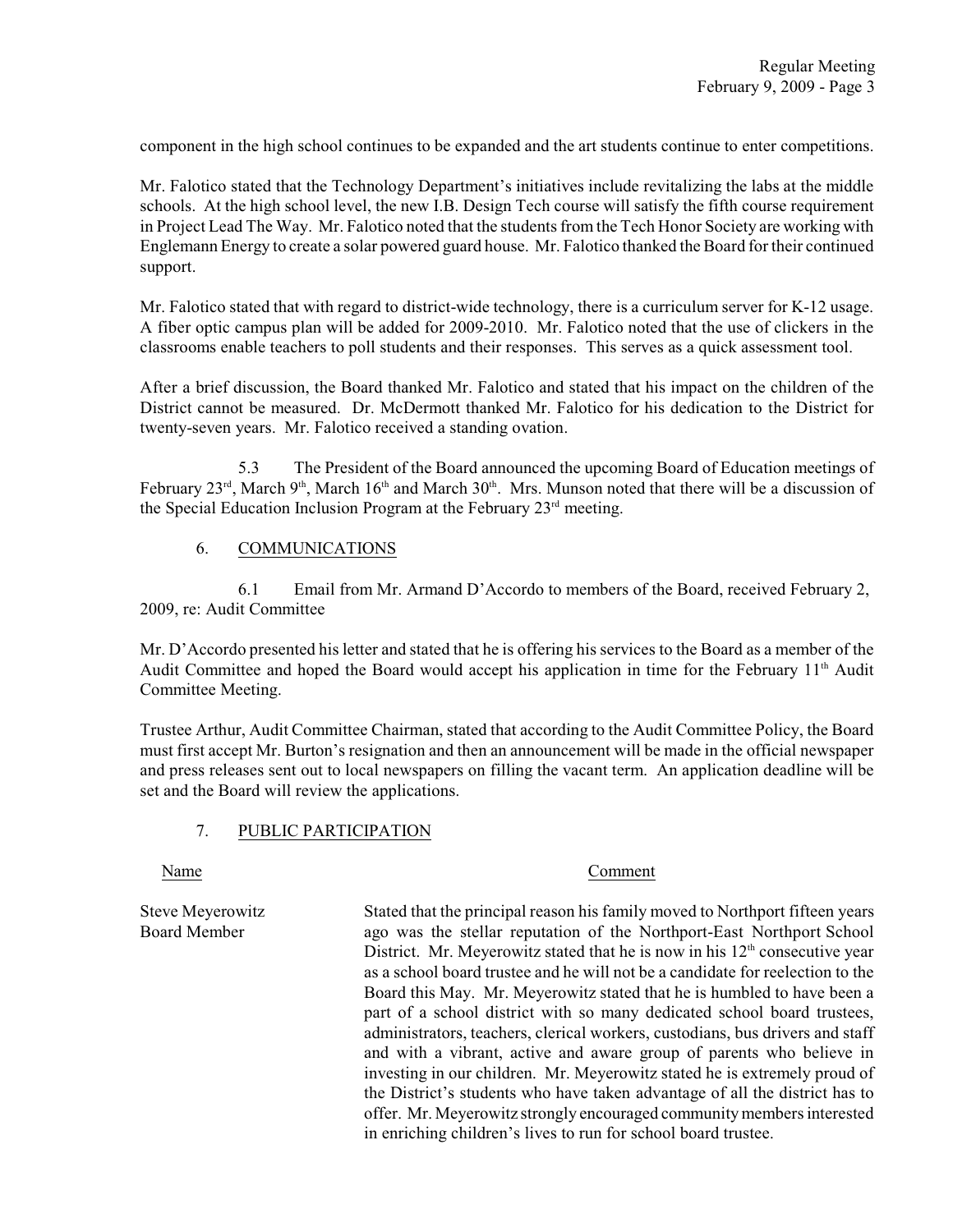component in the high school continues to be expanded and the art students continue to enter competitions.

Mr. Falotico stated that the Technology Department's initiatives include revitalizing the labs at the middle schools. At the high school level, the new I.B. Design Tech course will satisfy the fifth course requirement in Project Lead The Way. Mr. Falotico noted that the students from the Tech Honor Society are working with Englemann Energy to create a solar powered guard house. Mr. Falotico thanked the Board for their continued support.

Mr. Falotico stated that with regard to district-wide technology, there is a curriculum server for K-12 usage. A fiber optic campus plan will be added for 2009-2010. Mr. Falotico noted that the use of clickers in the classrooms enable teachers to poll students and their responses. This serves as a quick assessment tool.

After a brief discussion, the Board thanked Mr. Falotico and stated that his impact on the children of the District cannot be measured. Dr. McDermott thanked Mr. Falotico for his dedication to the District for twenty-seven years. Mr. Falotico received a standing ovation.

5.3 The President of the Board announced the upcoming Board of Education meetings of February 23rd, March 9th, March 16th and March 30th. Mrs. Munson noted that there will be a discussion of the Special Education Inclusion Program at the February 23rd meeting.

6. COMMUNICATIONS

6.1 Email from Mr. Armand D'Accordo to members of the Board, received February 2, 2009, re: Audit Committee

Mr. D'Accordo presented his letter and stated that he is offering his services to the Board as a member of the Audit Committee and hoped the Board would accept his application in time for the February 11th Audit Committee Meeting.

Trustee Arthur, Audit Committee Chairman, stated that according to the Audit Committee Policy, the Board must first accept Mr. Burton's resignation and then an announcement will be made in the official newspaper and press releases sent out to local newspapers on filling the vacant term. An application deadline will be set and the Board will review the applications.

7. PUBLIC PARTICIPATION

| Name | Comment |
| --- | --- |
| Steve Meyerowitz<br>Board Member | Stated that the principal reason his family moved to Northport fifteen years ago was the stellar reputation of the Northport-East Northport School District. Mr. Meyerowitz stated that he is now in his 12th consecutive year as a school board trustee and he will not be a candidate for reelection to the Board this May. Mr. Meyerowitz stated that he is humbled to have been a part of a school district with so many dedicated school board trustees, administrators, teachers, clerical workers, custodians, bus drivers and staff and with a vibrant, active and aware group of parents who believe in investing in our children. Mr. Meyerowitz stated he is extremely proud of the District's students who have taken advantage of all the district has to offer. Mr. Meyerowitz strongly encouraged community members interested in enriching children's lives to run for school board trustee. |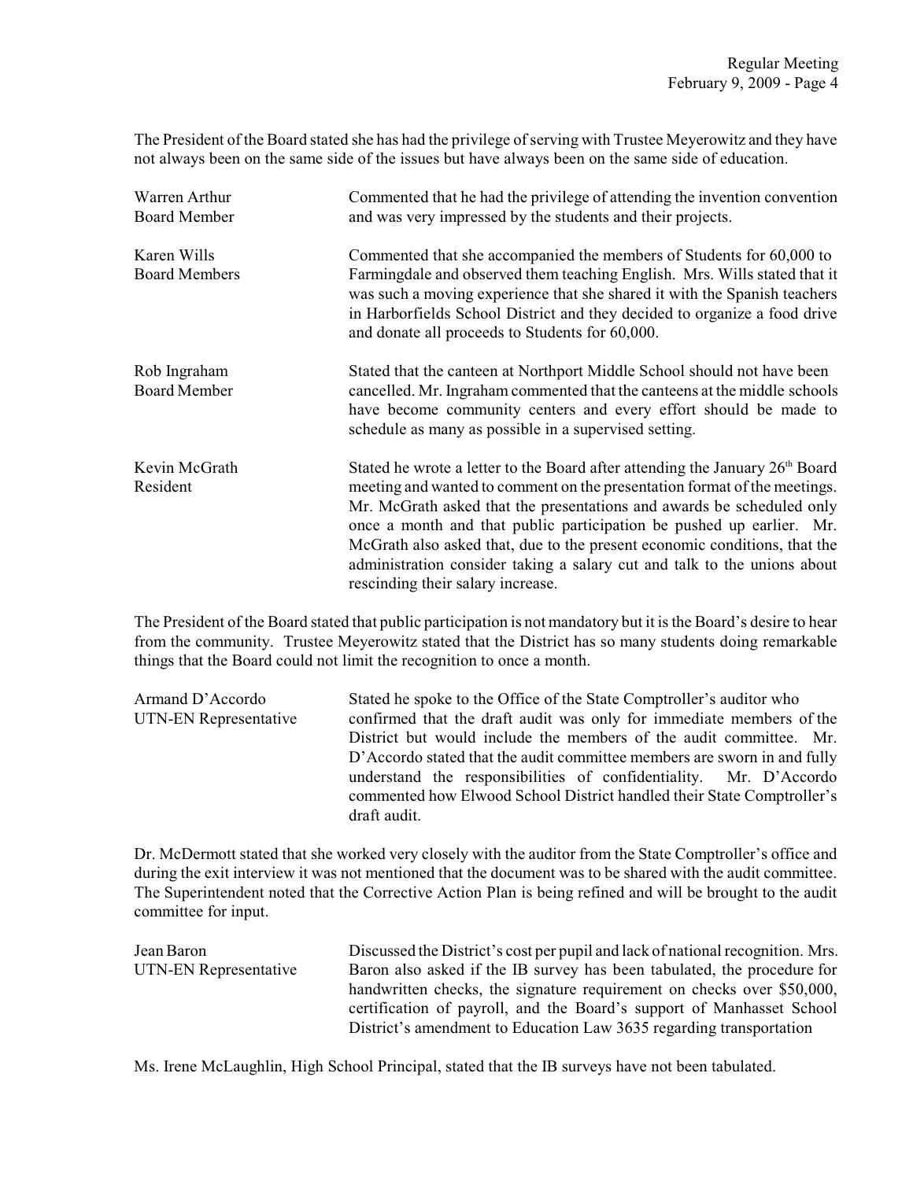The President of the Board stated she has had the privilege of serving with Trustee Meyerowitz and they have not always been on the same side of the issues but have always been on the same side of education.

| | |
|---|---|
| Warren Arthur<br>Board Member | Commented that he had the privilege of attending the invention convention and was very impressed by the students and their projects. |
| Karen Wills<br>Board Members | Commented that she accompanied the members of Students for 60,000 to Farmingdale and observed them teaching English. Mrs. Wills stated that it was such a moving experience that she shared it with the Spanish teachers in Harborfields School District and they decided to organize a food drive and donate all proceeds to Students for 60,000. |
| Rob Ingraham<br>Board Member | Stated that the canteen at Northport Middle School should not have been cancelled. Mr. Ingraham commented that the canteens at the middle schools have become community centers and every effort should be made to schedule as many as possible in a supervised setting. |
| Kevin McGrath<br>Resident | Stated he wrote a letter to the Board after attending the January 26th Board meeting and wanted to comment on the presentation format of the meetings. Mr. McGrath asked that the presentations and awards be scheduled only once a month and that public participation be pushed up earlier. Mr. McGrath also asked that, due to the present economic conditions, that the administration consider taking a salary cut and talk to the unions about rescinding their salary increase. |

The President of the Board stated that public participation is not mandatory but it is the Board's desire to hear from the community. Trustee Meyerowitz stated that the District has so many students doing remarkable things that the Board could not limit the recognition to once a month.

| | |
|---|---|
| Armand D'Accordo<br>UTN-EN Representative | Stated he spoke to the Office of the State Comptroller's auditor who confirmed that the draft audit was only for immediate members of the District but would include the members of the audit committee. Mr. D'Accordo stated that the audit committee members are sworn in and fully understand the responsibilities of confidentiality. Mr. D'Accordo commented how Elwood School District handled their State Comptroller's draft audit. |

Dr. McDermott stated that she worked very closely with the auditor from the State Comptroller's office and during the exit interview it was not mentioned that the document was to be shared with the audit committee. The Superintendent noted that the Corrective Action Plan is being refined and will be brought to the audit committee for input.

| | |
|---|---|
| Jean Baron<br>UTN-EN Representative | Discussed the District's cost per pupil and lack of national recognition. Mrs. Baron also asked if the IB survey has been tabulated, the procedure for handwritten checks, the signature requirement on checks over $50,000, certification of payroll, and the Board's support of Manhasset School District's amendment to Education Law 3635 regarding transportation |

Ms. Irene McLaughlin, High School Principal, stated that the IB surveys have not been tabulated.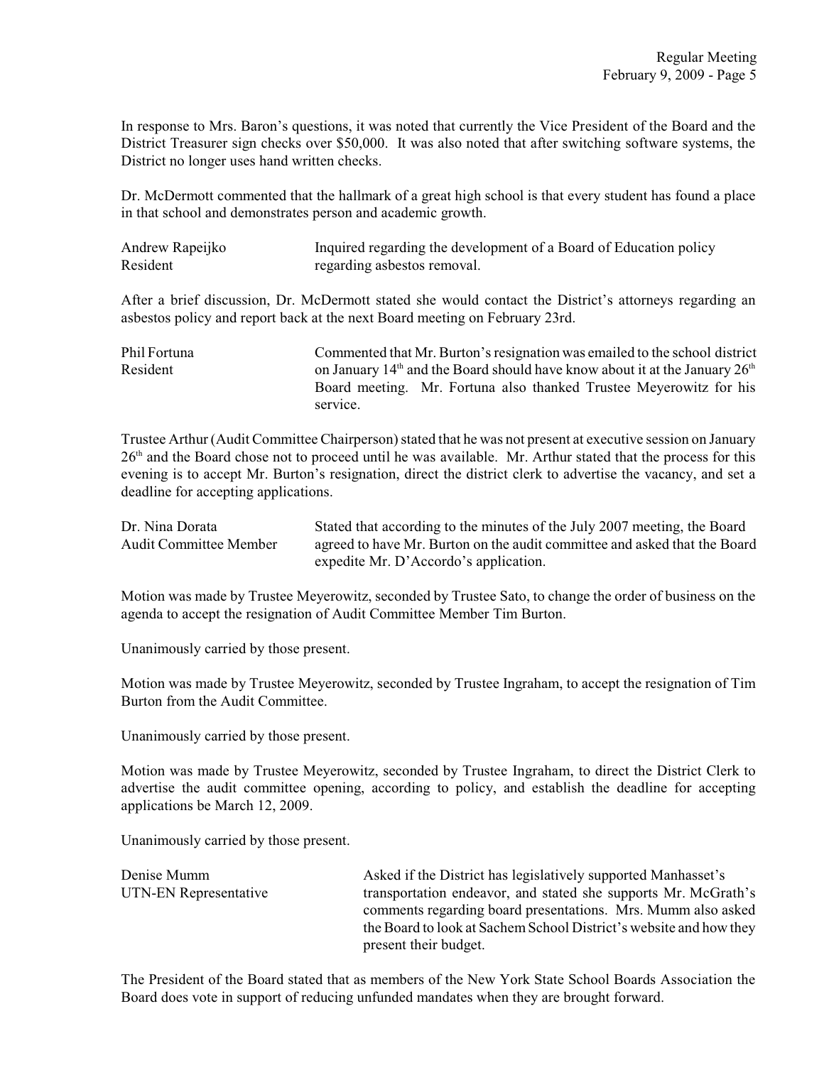In response to Mrs. Baron's questions, it was noted that currently the Vice President of the Board and the District Treasurer sign checks over $50,000. It was also noted that after switching software systems, the District no longer uses hand written checks.

Dr. McDermott commented that the hallmark of a great high school is that every student has found a place in that school and demonstrates person and academic growth.

| | |
|---|---|
| Andrew Rapeijko<br>Resident | Inquired regarding the development of a Board of Education policy regarding asbestos removal. |

After a brief discussion, Dr. McDermott stated she would contact the District's attorneys regarding an asbestos policy and report back at the next Board meeting on February 23rd.

| | |
|---|---|
| Phil Fortuna<br>Resident | Commented that Mr. Burton's resignation was emailed to the school district on January 14th and the Board should have know about it at the January 26th Board meeting. Mr. Fortuna also thanked Trustee Meyerowitz for his service. |

Trustee Arthur (Audit Committee Chairperson) stated that he was not present at executive session on January 26th and the Board chose not to proceed until he was available. Mr. Arthur stated that the process for this evening is to accept Mr. Burton's resignation, direct the district clerk to advertise the vacancy, and set a deadline for accepting applications.

| | |
|---|---|
| Dr. Nina Dorata<br>Audit Committee Member | Stated that according to the minutes of the July 2007 meeting, the Board agreed to have Mr. Burton on the audit committee and asked that the Board expedite Mr. D'Accordo's application. |

Motion was made by Trustee Meyerowitz, seconded by Trustee Sato, to change the order of business on the agenda to accept the resignation of Audit Committee Member Tim Burton.

Unanimously carried by those present.

Motion was made by Trustee Meyerowitz, seconded by Trustee Ingraham, to accept the resignation of Tim Burton from the Audit Committee.

Unanimously carried by those present.

Motion was made by Trustee Meyerowitz, seconded by Trustee Ingraham, to direct the District Clerk to advertise the audit committee opening, according to policy, and establish the deadline for accepting applications be March 12, 2009.

Unanimously carried by those present.

| | |
|---|---|
| Denise Mumm<br>UTN-EN Representative | Asked if the District has legislatively supported Manhasset's transportation endeavor, and stated she supports Mr. McGrath's comments regarding board presentations. Mrs. Mumm also asked the Board to look at Sachem School District's website and how they present their budget. |

The President of the Board stated that as members of the New York State School Boards Association the Board does vote in support of reducing unfunded mandates when they are brought forward.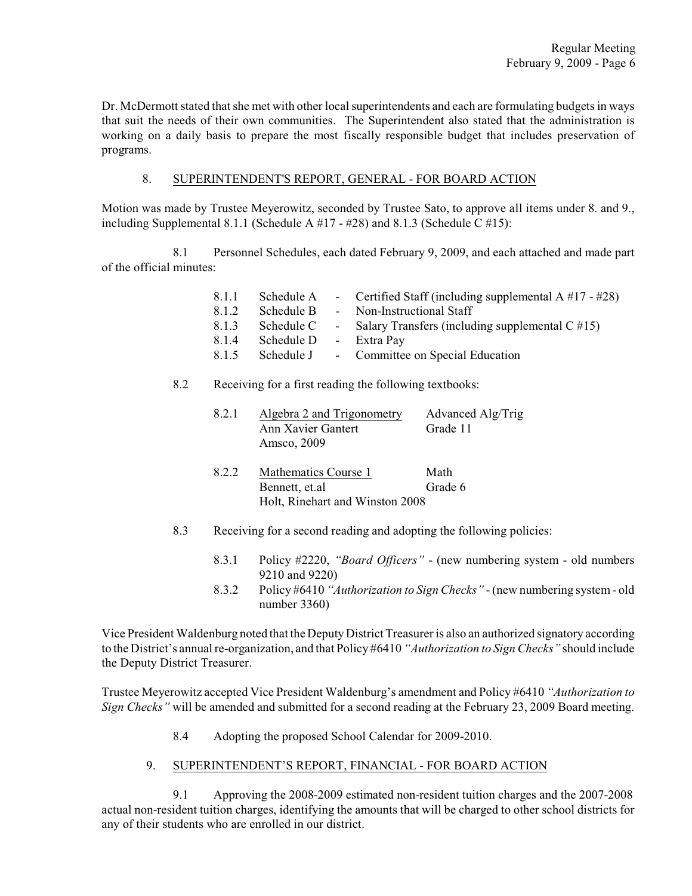Dr. McDermott stated that she met with other local superintendents and each are formulating budgets in ways that suit the needs of their own communities. The Superintendent also stated that the administration is working on a daily basis to prepare the most fiscally responsible budget that includes preservation of programs.

## 8. SUPERINTENDENT'S REPORT, GENERAL - FOR BOARD ACTION

Motion was made by Trustee Meyerowitz, seconded by Trustee Sato, to approve all items under 8. and 9., including Supplemental 8.1.1 (Schedule A #17 - #28) and 8.1.3 (Schedule C #15):

8.1 Personnel Schedules, each dated February 9, 2009, and each attached and made part of the official minutes:

- 8.1.1 Schedule A - Certified Staff (including supplemental A #17 - #28)
- 8.1.2 Schedule B - Non-Instructional Staff
- 8.1.3 Schedule C - Salary Transfers (including supplemental C #15)
- 8.1.4 Schedule D - Extra Pay
- 8.1.5 Schedule J - Committee on Special Education

8.2 Receiving for a first reading the following textbooks:

8.2.1 Algebra 2 and Trigonometry — Advanced Alg/Trig
Ann Xavier Gantert — Grade 11
Amsco, 2009

8.2.2 Mathematics Course 1 — Math
Bennett, et.al — Grade 6
Holt, Rinehart and Winston 2008

8.3 Receiving for a second reading and adopting the following policies:

- 8.3.1 Policy #2220, *"Board Officers"* - (new numbering system - old numbers 9210 and 9220)
- 8.3.2 Policy #6410 *"Authorization to Sign Checks"* - (new numbering system - old number 3360)

Vice President Waldenburg noted that the Deputy District Treasurer is also an authorized signatory according to the District's annual re-organization, and that Policy #6410 *"Authorization to Sign Checks"* should include the Deputy District Treasurer.

Trustee Meyerowitz accepted Vice President Waldenburg's amendment and Policy #6410 *"Authorization to Sign Checks"* will be amended and submitted for a second reading at the February 23, 2009 Board meeting.

8.4 Adopting the proposed School Calendar for 2009-2010.

## 9. SUPERINTENDENT'S REPORT, FINANCIAL - FOR BOARD ACTION

9.1 Approving the 2008-2009 estimated non-resident tuition charges and the 2007-2008 actual non-resident tuition charges, identifying the amounts that will be charged to other school districts for any of their students who are enrolled in our district.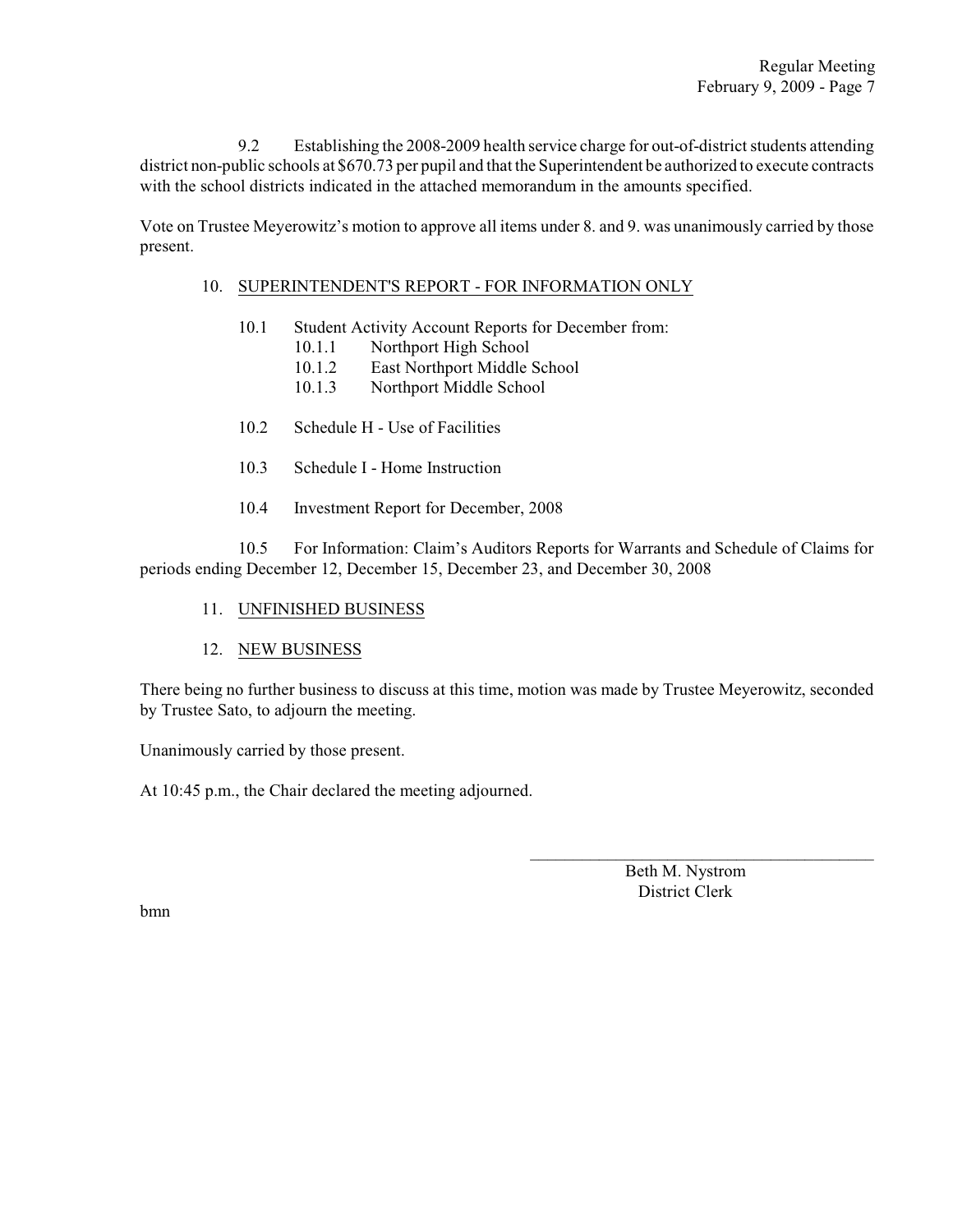9.2 Establishing the 2008-2009 health service charge for out-of-district students attending district non-public schools at $670.73 per pupil and that the Superintendent be authorized to execute contracts with the school districts indicated in the attached memorandum in the amounts specified.

Vote on Trustee Meyerowitz's motion to approve all items under 8. and 9. was unanimously carried by those present.

10. SUPERINTENDENT'S REPORT - FOR INFORMATION ONLY

- 10.1 Student Activity Account Reports for December from:
  - 10.1.1 Northport High School
  - 10.1.2 East Northport Middle School
  - 10.1.3 Northport Middle School
- 10.2 Schedule H - Use of Facilities
- 10.3 Schedule I - Home Instruction
- 10.4 Investment Report for December, 2008
- 10.5 For Information: Claim's Auditors Reports for Warrants and Schedule of Claims for periods ending December 12, December 15, December 23, and December 30, 2008

11. UNFINISHED BUSINESS

12. NEW BUSINESS

There being no further business to discuss at this time, motion was made by Trustee Meyerowitz, seconded by Trustee Sato, to adjourn the meeting.

Unanimously carried by those present.

At 10:45 p.m., the Chair declared the meeting adjourned.

\_\_\_\_\_\_\_\_\_\_\_\_\_\_\_\_\_\_\_\_\_\_\_\_\_\_\_\_\_\_\_\_\_\_\_\_

Beth M. Nystrom
District Clerk

bmn